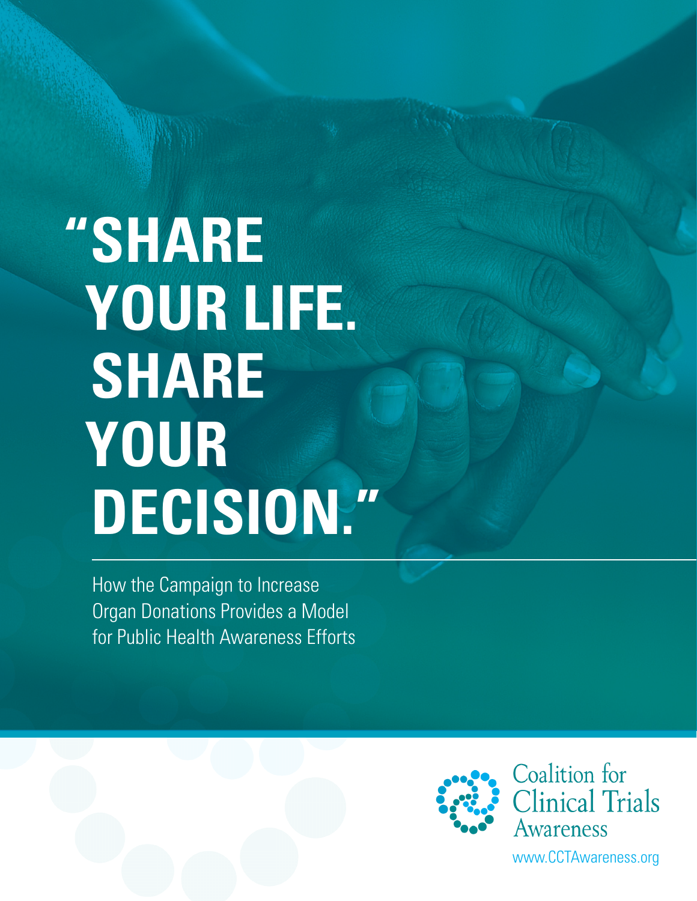# "SHARE YOUR LIFE. SHARE YOUR DECISION."

How the Campaign to Increase Organ Donations Provides a Model for Public Health Awareness Efforts

Coalition for Clinical Trials Awareness

www.CCTAwareness.org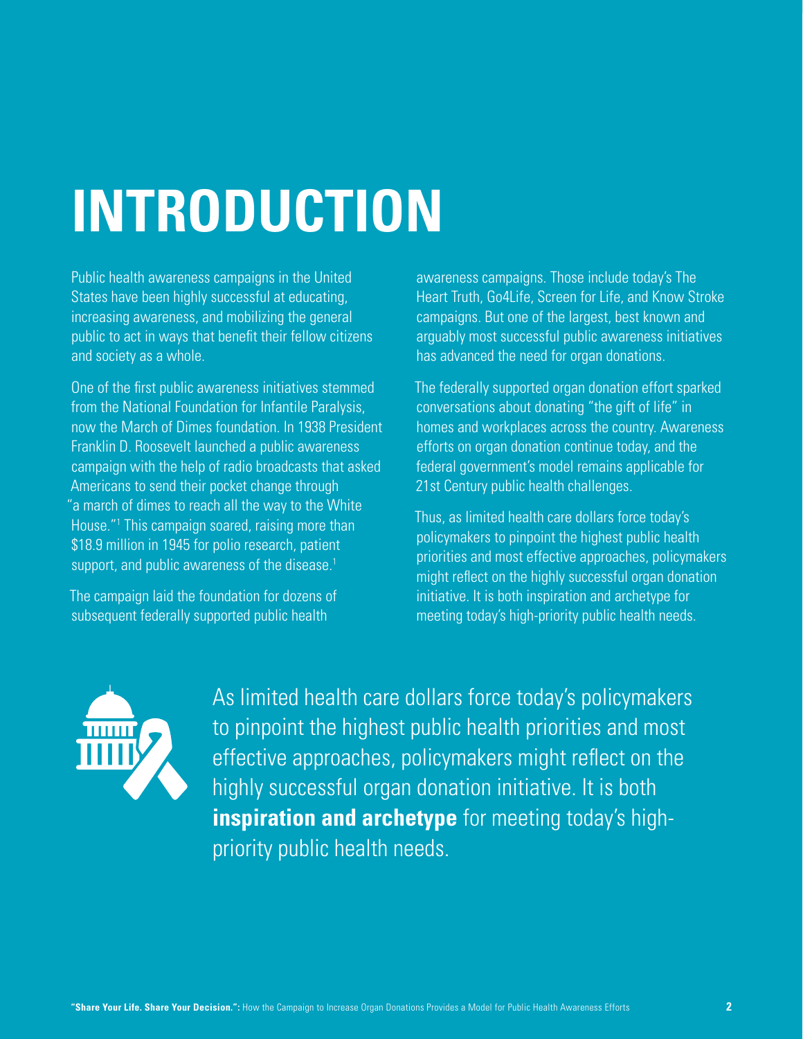# INTRODUCTION

Public health awareness campaigns in the United States have been highly successful at educating, increasing awareness, and mobilizing the general public to act in ways that benefit their fellow citizens and society as a whole.

One of the first public awareness initiatives stemmed from the National Foundation for Infantile Paralysis, now the March of Dimes foundation. In 1938 President Franklin D. Roosevelt launched a public awareness campaign with the help of radio broadcasts that asked Americans to send their pocket change through "a march of dimes to reach all the way to the White House."[1] This campaign soared, raising more than $18.9 million in 1945 for polio research, patient support, and public awareness of the disease.[1]

The campaign laid the foundation for dozens of subsequent federally supported public health awareness campaigns. Those include today's The Heart Truth, Go4Life, Screen for Life, and Know Stroke campaigns. But one of the largest, best known and arguably most successful public awareness initiatives has advanced the need for organ donations.

The federally supported organ donation effort sparked conversations about donating "the gift of life" in homes and workplaces across the country. Awareness efforts on organ donation continue today, and the federal government's model remains applicable for 21st Century public health challenges.

Thus, as limited health care dollars force today's policymakers to pinpoint the highest public health priorities and most effective approaches, policymakers might reflect on the highly successful organ donation initiative. It is both inspiration and archetype for meeting today's high-priority public health needs.

As limited health care dollars force today's policymakers to pinpoint the highest public health priorities and most effective approaches, policymakers might reflect on the highly successful organ donation initiative. It is both **inspiration and archetype** for meeting today's high-priority public health needs.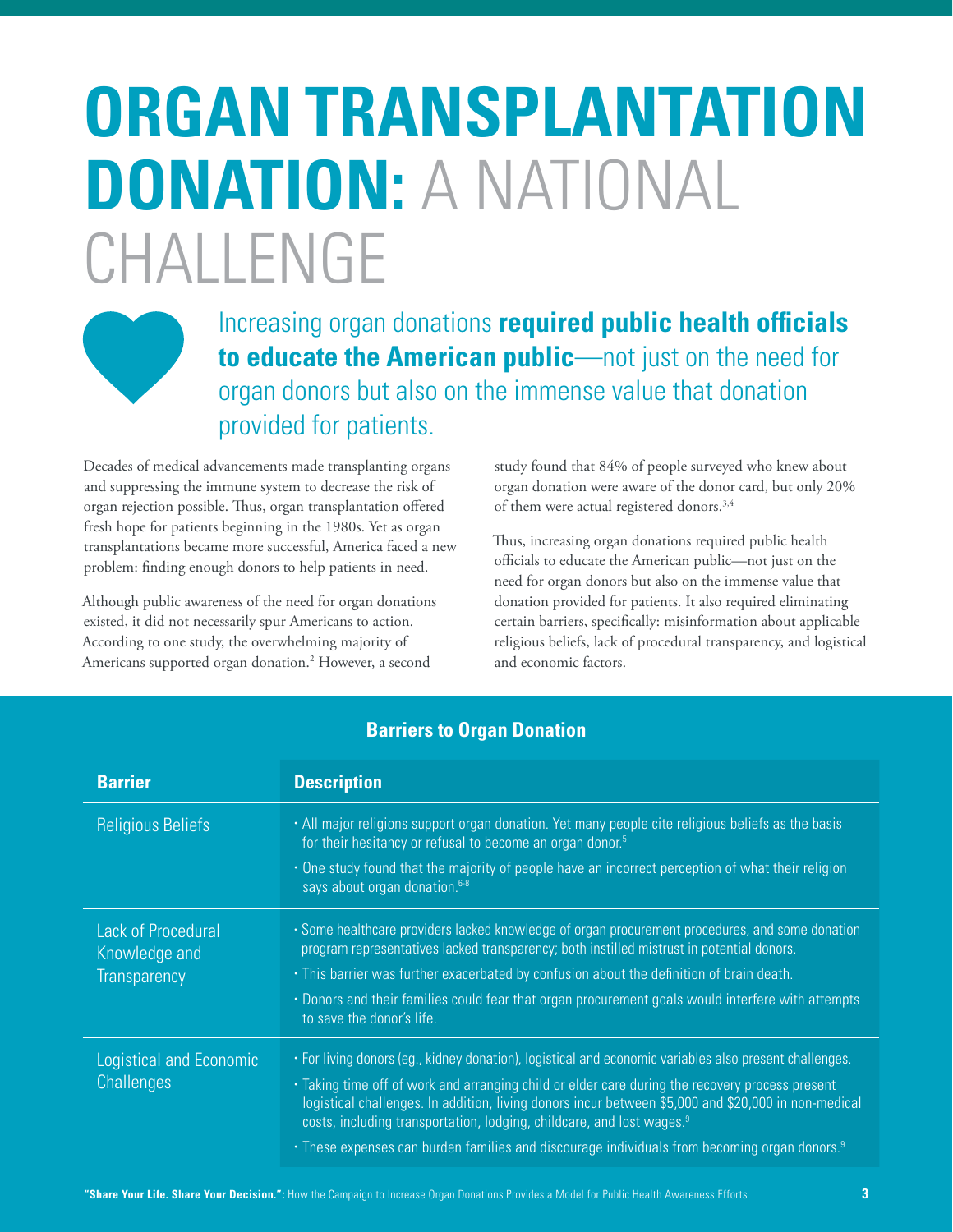# ORGAN TRANSPLANTATION DONATION: A NATIONAL CHALLENGE

Increasing organ donations **required public health officials to educate the American public**—not just on the need for organ donors but also on the immense value that donation provided for patients.

Decades of medical advancements made transplanting organs and suppressing the immune system to decrease the risk of organ rejection possible. Thus, organ transplantation offered fresh hope for patients beginning in the 1980s. Yet as organ transplantations became more successful, America faced a new problem: finding enough donors to help patients in need.

Although public awareness of the need for organ donations existed, it did not necessarily spur Americans to action. According to one study, the overwhelming majority of Americans supported organ donation.[2] However, a second study found that 84% of people surveyed who knew about organ donation were aware of the donor card, but only 20% of them were actual registered donors.[3,4]

Thus, increasing organ donations required public health officials to educate the American public—not just on the need for organ donors but also on the immense value that donation provided for patients. It also required eliminating certain barriers, specifically: misinformation about applicable religious beliefs, lack of procedural transparency, and logistical and economic factors.

### Barriers to Organ Donation

| Barrier | Description |
| --- | --- |
| Religious Beliefs | • All major religions support organ donation. Yet many people cite religious beliefs as the basis for their hesitancy or refusal to become an organ donor.[5]<br>• One study found that the majority of people have an incorrect perception of what their religion says about organ donation.[6-8] |
| Lack of Procedural Knowledge and Transparency | • Some healthcare providers lacked knowledge of organ procurement procedures, and some donation program representatives lacked transparency; both instilled mistrust in potential donors.<br>• This barrier was further exacerbated by confusion about the definition of brain death.<br>• Donors and their families could fear that organ procurement goals would interfere with attempts to save the donor's life. |
| Logistical and Economic Challenges | • For living donors (eg., kidney donation), logistical and economic variables also present challenges.<br>• Taking time off of work and arranging child or elder care during the recovery process present logistical challenges. In addition, living donors incur between $5,000 and $20,000 in non-medical costs, including transportation, lodging, childcare, and lost wages.[9]<br>• These expenses can burden families and discourage individuals from becoming organ donors.[9] |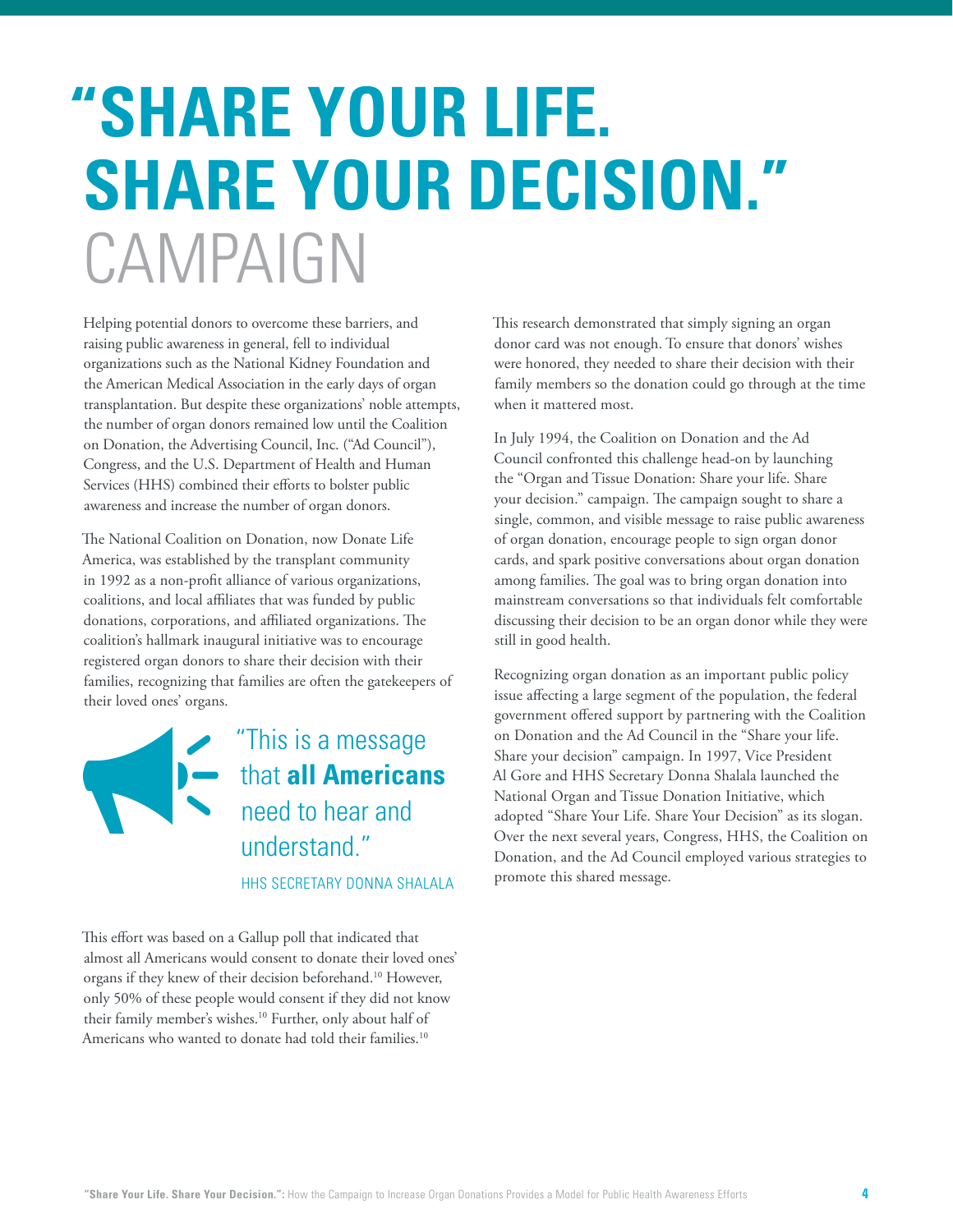# "SHARE YOUR LIFE. SHARE YOUR DECISION." CAMPAIGN

Helping potential donors to overcome these barriers, and raising public awareness in general, fell to individual organizations such as the National Kidney Foundation and the American Medical Association in the early days of organ transplantation. But despite these organizations' noble attempts, the number of organ donors remained low until the Coalition on Donation, the Advertising Council, Inc. ("Ad Council"), Congress, and the U.S. Department of Health and Human Services (HHS) combined their efforts to bolster public awareness and increase the number of organ donors.

The National Coalition on Donation, now Donate Life America, was established by the transplant community in 1992 as a non-profit alliance of various organizations, coalitions, and local affiliates that was funded by public donations, corporations, and affiliated organizations. The coalition's hallmark inaugural initiative was to encourage registered organ donors to share their decision with their families, recognizing that families are often the gatekeepers of their loved ones' organs.

> "This is a message that **all Americans** need to hear and understand."
>
> HHS SECRETARY DONNA SHALALA

This effort was based on a Gallup poll that indicated that almost all Americans would consent to donate their loved ones' organs if they knew of their decision beforehand.[10] However, only 50% of these people would consent if they did not know their family member's wishes.[10] Further, only about half of Americans who wanted to donate had told their families.[10]

This research demonstrated that simply signing an organ donor card was not enough. To ensure that donors' wishes were honored, they needed to share their decision with their family members so the donation could go through at the time when it mattered most.

In July 1994, the Coalition on Donation and the Ad Council confronted this challenge head-on by launching the "Organ and Tissue Donation: Share your life. Share your decision." campaign. The campaign sought to share a single, common, and visible message to raise public awareness of organ donation, encourage people to sign organ donor cards, and spark positive conversations about organ donation among families. The goal was to bring organ donation into mainstream conversations so that individuals felt comfortable discussing their decision to be an organ donor while they were still in good health.

Recognizing organ donation as an important public policy issue affecting a large segment of the population, the federal government offered support by partnering with the Coalition on Donation and the Ad Council in the "Share your life. Share your decision" campaign. In 1997, Vice President Al Gore and HHS Secretary Donna Shalala launched the National Organ and Tissue Donation Initiative, which adopted "Share Your Life. Share Your Decision" as its slogan. Over the next several years, Congress, HHS, the Coalition on Donation, and the Ad Council employed various strategies to promote this shared message.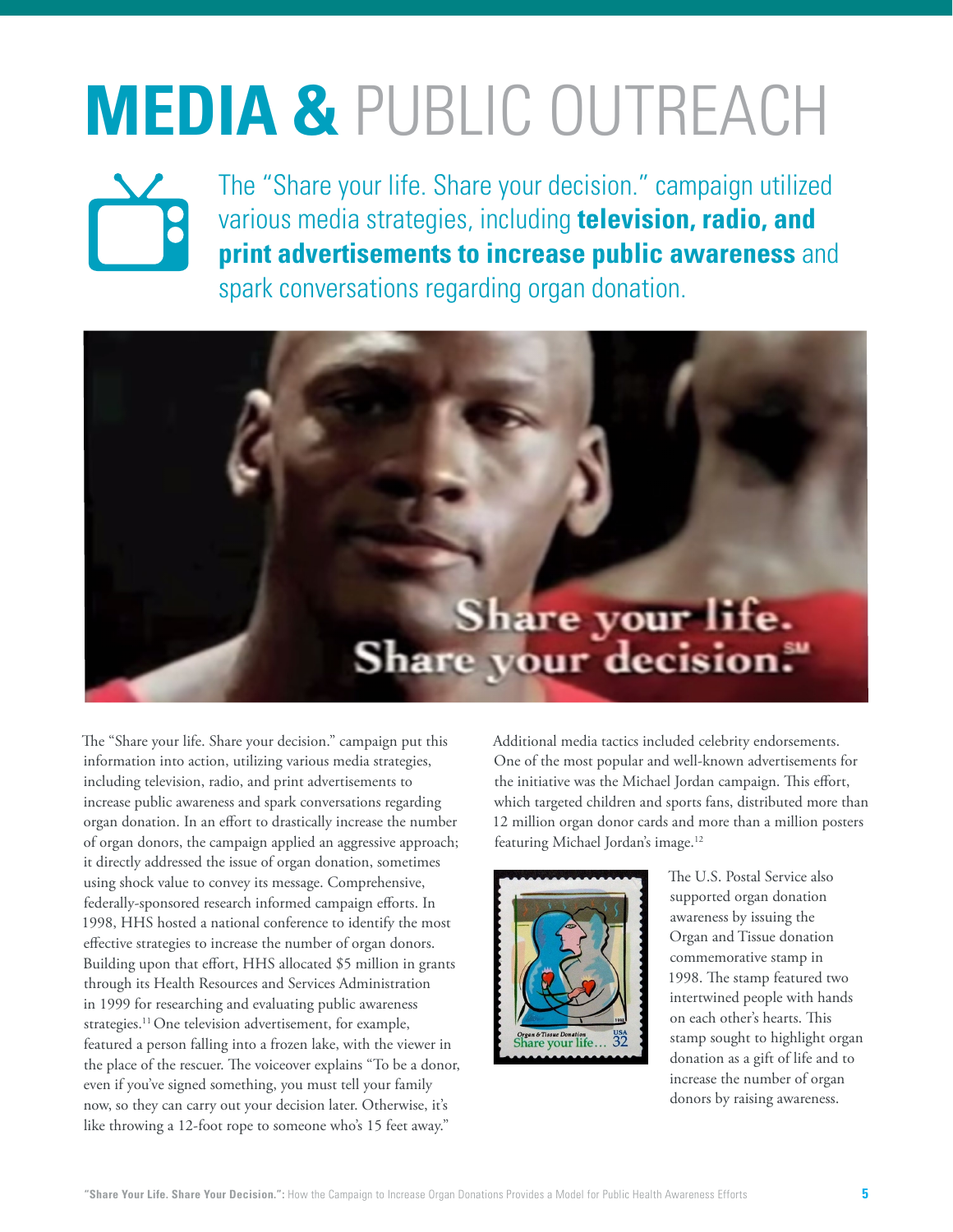# MEDIA & PUBLIC OUTREACH

The "Share your life. Share your decision." campaign utilized various media strategies, including **television, radio, and print advertisements to increase public awareness** and spark conversations regarding organ donation.

The "Share your life. Share your decision." campaign put this information into action, utilizing various media strategies, including television, radio, and print advertisements to increase public awareness and spark conversations regarding organ donation. In an effort to drastically increase the number of organ donors, the campaign applied an aggressive approach; it directly addressed the issue of organ donation, sometimes using shock value to convey its message. Comprehensive, federally-sponsored research informed campaign efforts. In 1998, HHS hosted a national conference to identify the most effective strategies to increase the number of organ donors. Building upon that effort, HHS allocated $5 million in grants through its Health Resources and Services Administration in 1999 for researching and evaluating public awareness strategies.[11] One television advertisement, for example, featured a person falling into a frozen lake, with the viewer in the place of the rescuer. The voiceover explains "To be a donor, even if you've signed something, you must tell your family now, so they can carry out your decision later. Otherwise, it's like throwing a 12-foot rope to someone who's 15 feet away."

Additional media tactics included celebrity endorsements. One of the most popular and well-known advertisements for the initiative was the Michael Jordan campaign. This effort, which targeted children and sports fans, distributed more than 12 million organ donor cards and more than a million posters featuring Michael Jordan's image.[12]

The U.S. Postal Service also supported organ donation awareness by issuing the Organ and Tissue donation commemorative stamp in 1998. The stamp featured two intertwined people with hands on each other's hearts. This stamp sought to highlight organ donation as a gift of life and to increase the number of organ donors by raising awareness.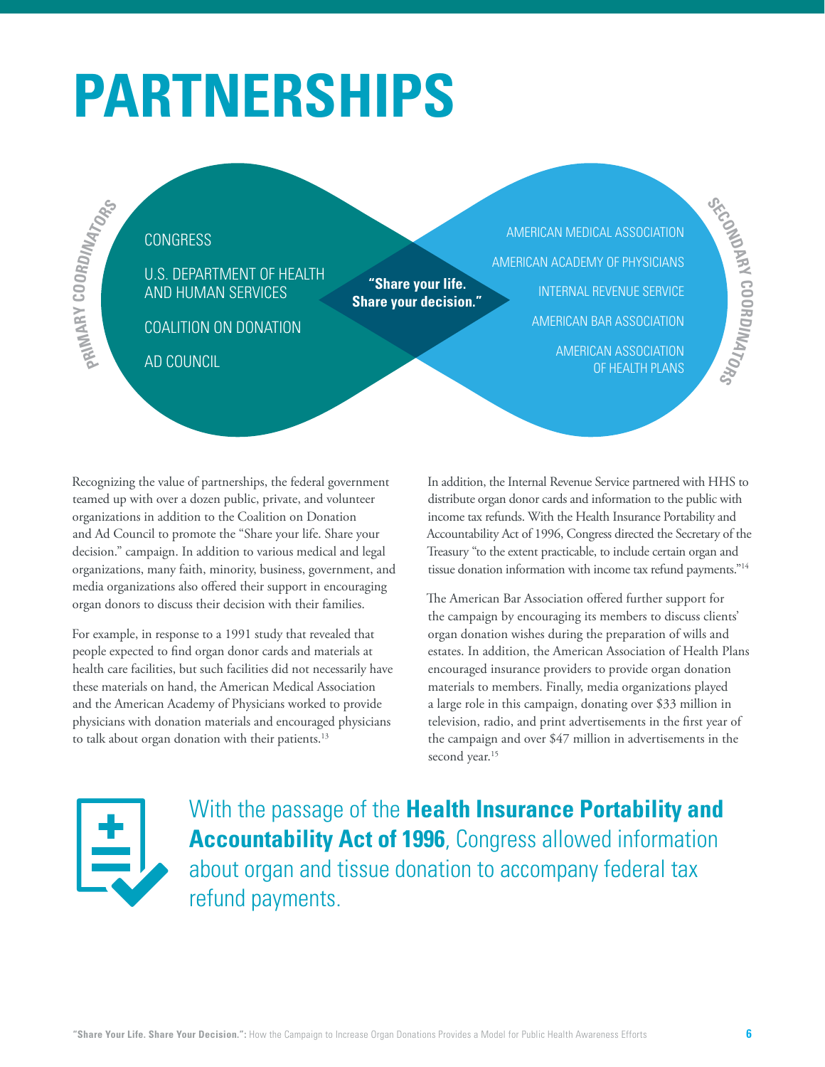# PARTNERSHIPS

PRIMARY COORDINATORS

CONGRESS

U.S. DEPARTMENT OF HEALTH AND HUMAN SERVICES

COALITION ON DONATION

AD COUNCIL

**"Share your life. Share your decision."**

SECONDARY COORDINATORS

AMERICAN MEDICAL ASSOCIATION

AMERICAN ACADEMY OF PHYSICIANS

INTERNAL REVENUE SERVICE

AMERICAN BAR ASSOCIATION

AMERICAN ASSOCIATION OF HEALTH PLANS

Recognizing the value of partnerships, the federal government teamed up with over a dozen public, private, and volunteer organizations in addition to the Coalition on Donation and Ad Council to promote the "Share your life. Share your decision." campaign. In addition to various medical and legal organizations, many faith, minority, business, government, and media organizations also offered their support in encouraging organ donors to discuss their decision with their families.

For example, in response to a 1991 study that revealed that people expected to find organ donor cards and materials at health care facilities, but such facilities did not necessarily have these materials on hand, the American Medical Association and the American Academy of Physicians worked to provide physicians with donation materials and encouraged physicians to talk about organ donation with their patients.[13]

In addition, the Internal Revenue Service partnered with HHS to distribute organ donor cards and information to the public with income tax refunds. With the Health Insurance Portability and Accountability Act of 1996, Congress directed the Secretary of the Treasury "to the extent practicable, to include certain organ and tissue donation information with income tax refund payments."[14]

The American Bar Association offered further support for the campaign by encouraging its members to discuss clients' organ donation wishes during the preparation of wills and estates. In addition, the American Association of Health Plans encouraged insurance providers to provide organ donation materials to members. Finally, media organizations played a large role in this campaign, donating over $33 million in television, radio, and print advertisements in the first year of the campaign and over $47 million in advertisements in the second year.[15]

With the passage of the **Health Insurance Portability and Accountability Act of 1996**, Congress allowed information about organ and tissue donation to accompany federal tax refund payments.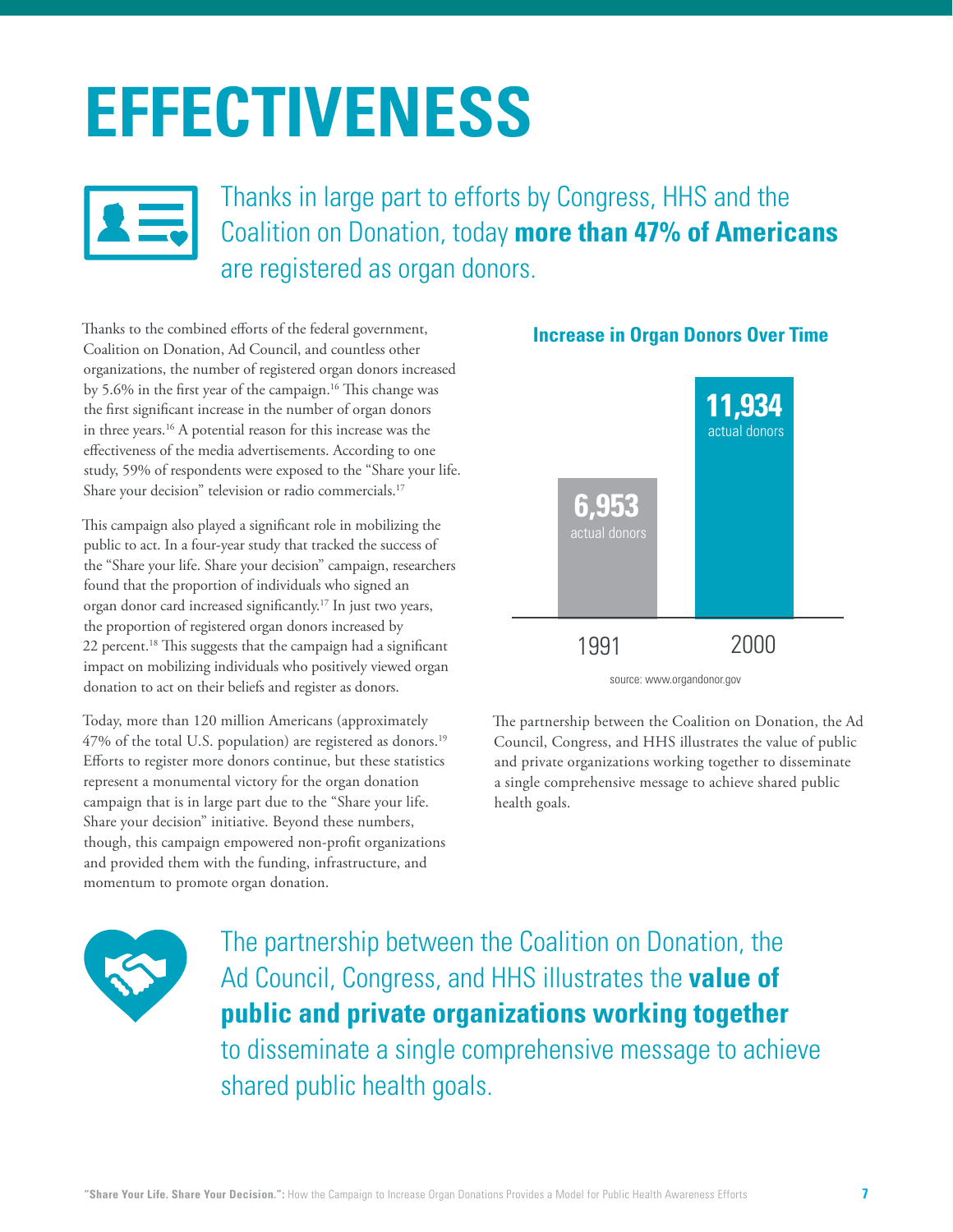# EFFECTIVENESS

Thanks in large part to efforts by Congress, HHS and the Coalition on Donation, today **more than 47% of Americans** are registered as organ donors.

Thanks to the combined efforts of the federal government, Coalition on Donation, Ad Council, and countless other organizations, the number of registered organ donors increased by 5.6% in the first year of the campaign.[16] This change was the first significant increase in the number of organ donors in three years.[16] A potential reason for this increase was the effectiveness of the media advertisements. According to one study, 59% of respondents were exposed to the "Share your life. Share your decision" television or radio commercials.[17]

This campaign also played a significant role in mobilizing the public to act. In a four-year study that tracked the success of the "Share your life. Share your decision" campaign, researchers found that the proportion of individuals who signed an organ donor card increased significantly.[17] In just two years, the proportion of registered organ donors increased by 22 percent.[18] This suggests that the campaign had a significant impact on mobilizing individuals who positively viewed organ donation to act on their beliefs and register as donors.

Today, more than 120 million Americans (approximately 47% of the total U.S. population) are registered as donors.[19] Efforts to register more donors continue, but these statistics represent a monumental victory for the organ donation campaign that is in large part due to the "Share your life. Share your decision" initiative. Beyond these numbers, though, this campaign empowered non-profit organizations and provided them with the funding, infrastructure, and momentum to promote organ donation.

**Increase in Organ Donors Over Time**

6,953 actual donors

11,934 actual donors

1991

2000

source: www.organdonor.gov

The partnership between the Coalition on Donation, the Ad Council, Congress, and HHS illustrates the value of public and private organizations working together to disseminate a single comprehensive message to achieve shared public health goals.

The partnership between the Coalition on Donation, the Ad Council, Congress, and HHS illustrates the **value of public and private organizations working together** to disseminate a single comprehensive message to achieve shared public health goals.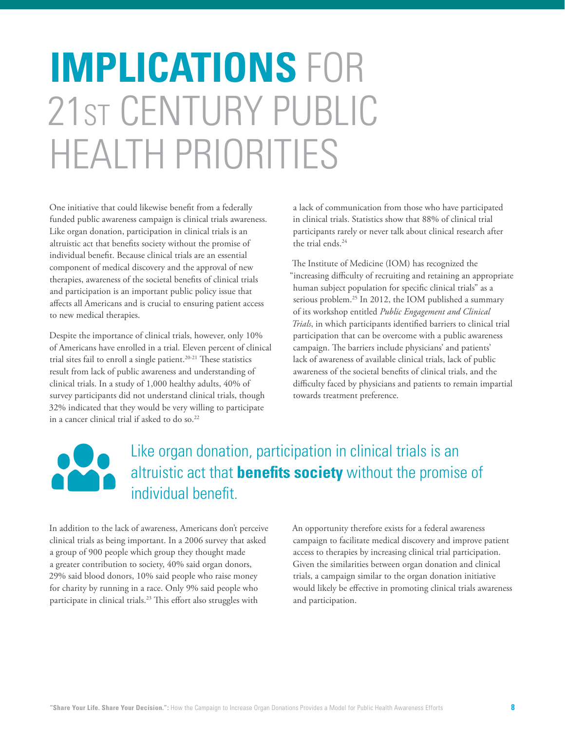# **IMPLICATIONS** FOR 21ST CENTURY PUBLIC HEALTH PRIORITIES

One initiative that could likewise benefit from a federally funded public awareness campaign is clinical trials awareness. Like organ donation, participation in clinical trials is an altruistic act that benefits society without the promise of individual benefit. Because clinical trials are an essential component of medical discovery and the approval of new therapies, awareness of the societal benefits of clinical trials and participation is an important public policy issue that affects all Americans and is crucial to ensuring patient access to new medical therapies.

Despite the importance of clinical trials, however, only 10% of Americans have enrolled in a trial. Eleven percent of clinical trial sites fail to enroll a single patient.[20-21] These statistics result from lack of public awareness and understanding of clinical trials. In a study of 1,000 healthy adults, 40% of survey participants did not understand clinical trials, though 32% indicated that they would be very willing to participate in a cancer clinical trial if asked to do so.[22]

In addition to the lack of awareness, Americans don't perceive clinical trials as being important. In a 2006 survey that asked a group of 900 people which group they thought made a greater contribution to society, 40% said organ donors, 29% said blood donors, 10% said people who raise money for charity by running in a race. Only 9% said people who participate in clinical trials.[23] This effort also struggles with a lack of communication from those who have participated in clinical trials. Statistics show that 88% of clinical trial participants rarely or never talk about clinical research after the trial ends.[24]

The Institute of Medicine (IOM) has recognized the "increasing difficulty of recruiting and retaining an appropriate human subject population for specific clinical trials" as a serious problem.[25] In 2012, the IOM published a summary of its workshop entitled *Public Engagement and Clinical Trials*, in which participants identified barriers to clinical trial participation that can be overcome with a public awareness campaign. The barriers include physicians' and patients' lack of awareness of available clinical trials, lack of public awareness of the societal benefits of clinical trials, and the difficulty faced by physicians and patients to remain impartial towards treatment preference.

> Like organ donation, participation in clinical trials is an altruistic act that **benefits society** without the promise of individual benefit.

An opportunity therefore exists for a federal awareness campaign to facilitate medical discovery and improve patient access to therapies by increasing clinical trial participation. Given the similarities between organ donation and clinical trials, a campaign similar to the organ donation initiative would likely be effective in promoting clinical trials awareness and participation.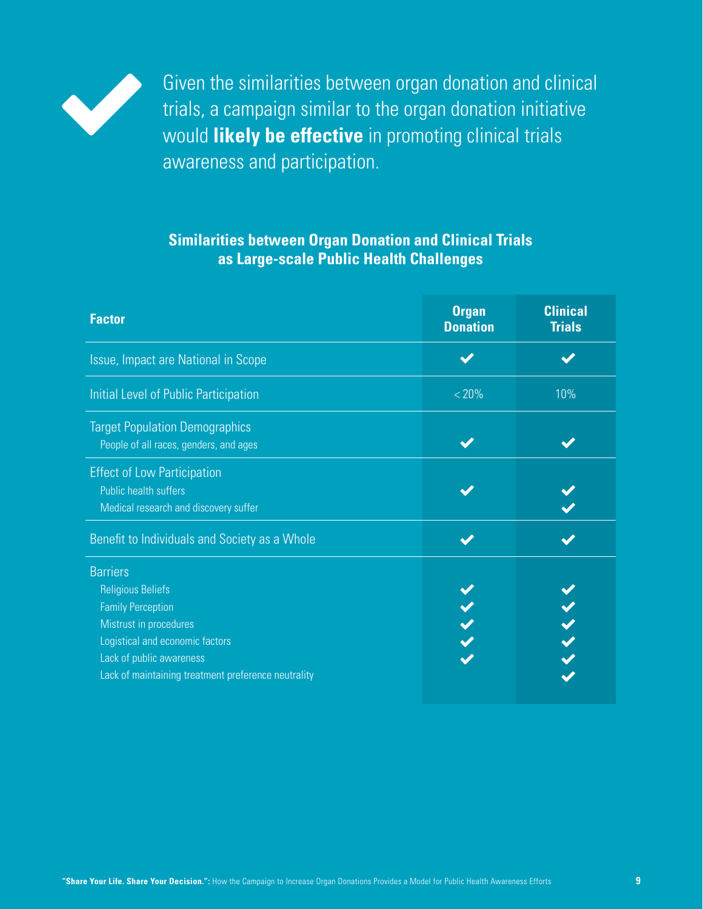Given the similarities between organ donation and clinical trials, a campaign similar to the organ donation initiative would **likely be effective** in promoting clinical trials awareness and participation.

### Similarities between Organ Donation and Clinical Trials as Large-scale Public Health Challenges

| Factor | Organ Donation | Clinical Trials |
|---|---|---|
| Issue, Impact are National in Scope | ✔ | ✔ |
| Initial Level of Public Participation | < 20% | 10% |
| **Target Population Demographics** | | |
| People of all races, genders, and ages | ✔ | ✔ |
| **Effect of Low Participation** | | |
| Public health suffers | ✔ | ✔ |
| Medical research and discovery suffer | | ✔ |
| Benefit to Individuals and Society as a Whole | ✔ | ✔ |
| **Barriers** | | |
| Religious Beliefs | ✔ | ✔ |
| Family Perception | ✔ | ✔ |
| Mistrust in procedures | ✔ | ✔ |
| Logistical and economic factors | ✔ | ✔ |
| Lack of public awareness | ✔ | ✔ |
| Lack of maintaining treatment preference neutrality | | ✔ |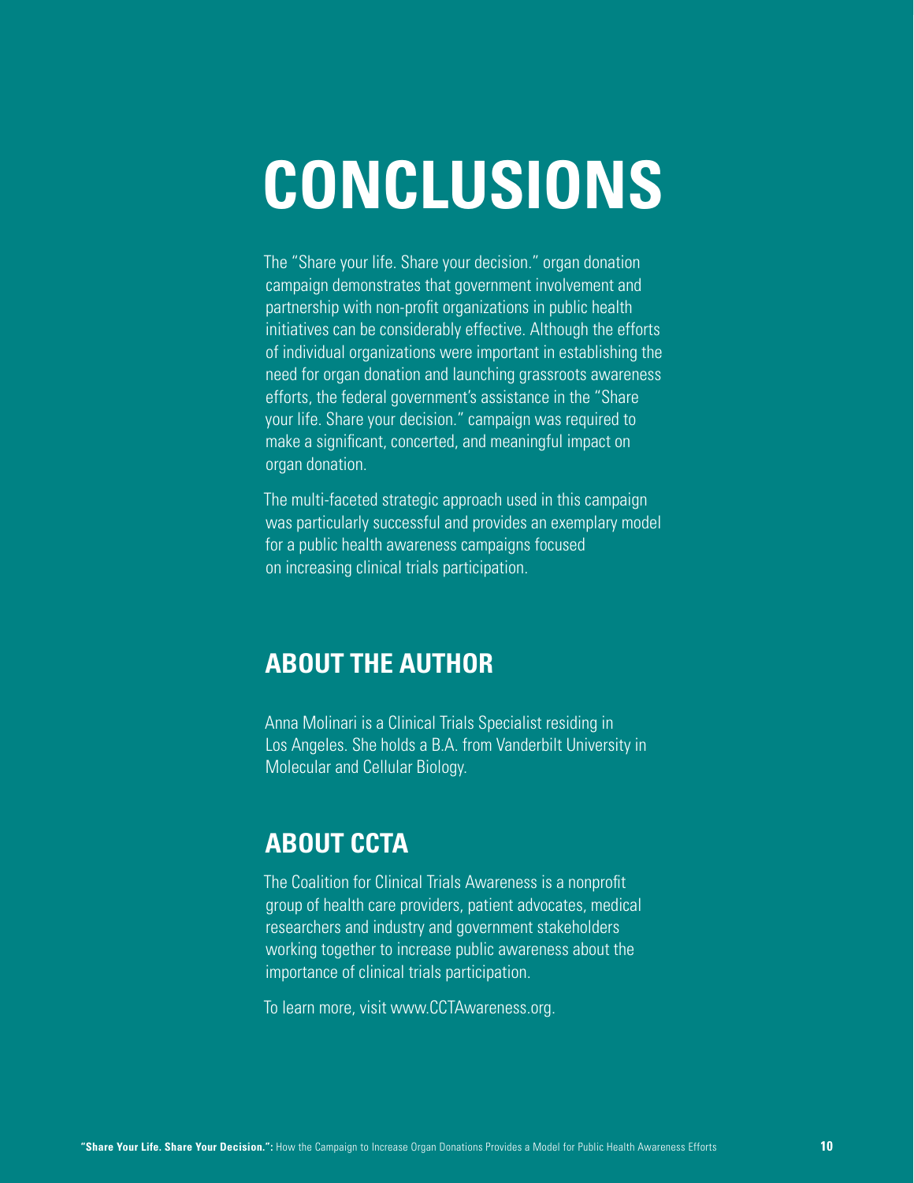# CONCLUSIONS

The "Share your life. Share your decision." organ donation campaign demonstrates that government involvement and partnership with non-profit organizations in public health initiatives can be considerably effective. Although the efforts of individual organizations were important in establishing the need for organ donation and launching grassroots awareness efforts, the federal government's assistance in the "Share your life. Share your decision." campaign was required to make a significant, concerted, and meaningful impact on organ donation.

The multi-faceted strategic approach used in this campaign was particularly successful and provides an exemplary model for a public health awareness campaigns focused on increasing clinical trials participation.

## ABOUT THE AUTHOR

Anna Molinari is a Clinical Trials Specialist residing in Los Angeles. She holds a B.A. from Vanderbilt University in Molecular and Cellular Biology.

## ABOUT CCTA

The Coalition for Clinical Trials Awareness is a nonprofit group of health care providers, patient advocates, medical researchers and industry and government stakeholders working together to increase public awareness about the importance of clinical trials participation.

To learn more, visit www.CCTAwareness.org.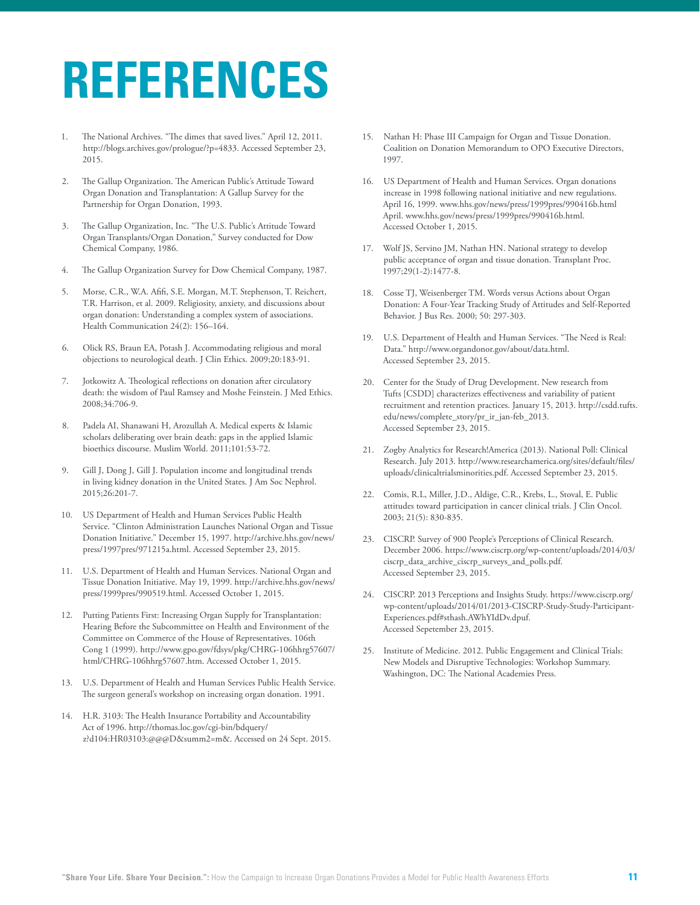# REFERENCES

1. The National Archives. "The dimes that saved lives." April 12, 2011. http://blogs.archives.gov/prologue/?p=4833. Accessed September 23, 2015.

2. The Gallup Organization. The American Public's Attitude Toward Organ Donation and Transplantation: A Gallup Survey for the Partnership for Organ Donation, 1993.

3. The Gallup Organization, Inc. "The U.S. Public's Attitude Toward Organ Transplants/Organ Donation," Survey conducted for Dow Chemical Company, 1986.

4. The Gallup Organization Survey for Dow Chemical Company, 1987.

5. Morse, C.R., W.A. Afifi, S.E. Morgan, M.T. Stephenson, T. Reichert, T.R. Harrison, et al. 2009. Religiosity, anxiety, and discussions about organ donation: Understanding a complex system of associations. Health Communication 24(2): 156–164.

6. Olick RS, Braun EA, Potash J. Accommodating religious and moral objections to neurological death. J Clin Ethics. 2009;20:183-91.

7. Jotkowitz A. Theological reflections on donation after circulatory death: the wisdom of Paul Ramsey and Moshe Feinstein. J Med Ethics. 2008;34:706-9.

8. Padela AI, Shanawani H, Arozullah A. Medical experts & Islamic scholars deliberating over brain death: gaps in the applied Islamic bioethics discourse. Muslim World. 2011;101:53-72.

9. Gill J, Dong J, Gill J. Population income and longitudinal trends in living kidney donation in the United States. J Am Soc Nephrol. 2015;26:201-7.

10. US Department of Health and Human Services Public Health Service. "Clinton Administration Launches National Organ and Tissue Donation Initiative." December 15, 1997. http://archive.hhs.gov/news/press/1997pres/971215a.html. Accessed September 23, 2015.

11. U.S. Department of Health and Human Services. National Organ and Tissue Donation Initiative. May 19, 1999. http://archive.hhs.gov/news/press/1999pres/990519.html. Accessed October 1, 2015.

12. Putting Patients First: Increasing Organ Supply for Transplantation: Hearing Before the Subcommittee on Health and Environment of the Committee on Commerce of the House of Representatives. 106th Cong 1 (1999). http://www.gpo.gov/fdsys/pkg/CHRG-106hhrg57607/html/CHRG-106hhrg57607.htm. Accessed October 1, 2015.

13. U.S. Department of Health and Human Services Public Health Service. The surgeon general's workshop on increasing organ donation. 1991.

14. H.R. 3103: The Health Insurance Portability and Accountability Act of 1996. http://thomas.loc.gov/cgi-bin/bdquery/z?d104:HR03103:@@@D&summ2=m&. Accessed on 24 Sept. 2015.

15. Nathan H: Phase III Campaign for Organ and Tissue Donation. Coalition on Donation Memorandum to OPO Executive Directors, 1997.

16. US Department of Health and Human Services. Organ donations increase in 1998 following national initiative and new regulations. April 16, 1999. www.hhs.gov/news/press/1999pres/990416b.html April. www.hhs.gov/news/press/1999pres/990416b.html. Accessed October 1, 2015.

17. Wolf JS, Servino JM, Nathan HN. National strategy to develop public acceptance of organ and tissue donation. Transplant Proc. 1997;29(1-2):1477-8.

18. Cosse TJ, Weisenberger TM. Words versus Actions about Organ Donation: A Four-Year Tracking Study of Attitudes and Self-Reported Behavior. J Bus Res. 2000; 50: 297-303.

19. U.S. Department of Health and Human Services. "The Need is Real: Data." http://www.organdonor.gov/about/data.html. Accessed September 23, 2015.

20. Center for the Study of Drug Development. New research from Tufts [CSDD] characterizes effectiveness and variability of patient recruitment and retention practices. January 15, 2013. http://csdd.tufts.edu/news/complete_story/pr_ir_jan-feb_2013. Accessed September 23, 2015.

21. Zogby Analytics for Research!America (2013). National Poll: Clinical Research. July 2013. http://www.researchamerica.org/sites/default/files/uploads/clinicaltrialsminorities.pdf. Accessed September 23, 2015.

22. Comis, R.L, Miller, J.D., Aldige, C.R., Krebs, L., Stoval, E. Public attitudes toward participation in cancer clinical trials. J Clin Oncol. 2003; 21(5): 830-835.

23. CISCRP. Survey of 900 People's Perceptions of Clinical Research. December 2006. https://www.ciscrp.org/wp-content/uploads/2014/03/ciscrp_data_archive_ciscrp_surveys_and_polls.pdf. Accessed September 23, 2015.

24. CISCRP. 2013 Perceptions and Insights Study. https://www.ciscrp.org/wp-content/uploads/2014/01/2013-CISCRP-Study-Study-Participant-Experiences.pdf#sthash.AWhYIdDv.dpuf. Accessed Sepetember 23, 2015.

25. Institute of Medicine. 2012. Public Engagement and Clinical Trials: New Models and Disruptive Technologies: Workshop Summary. Washington, DC: The National Academies Press.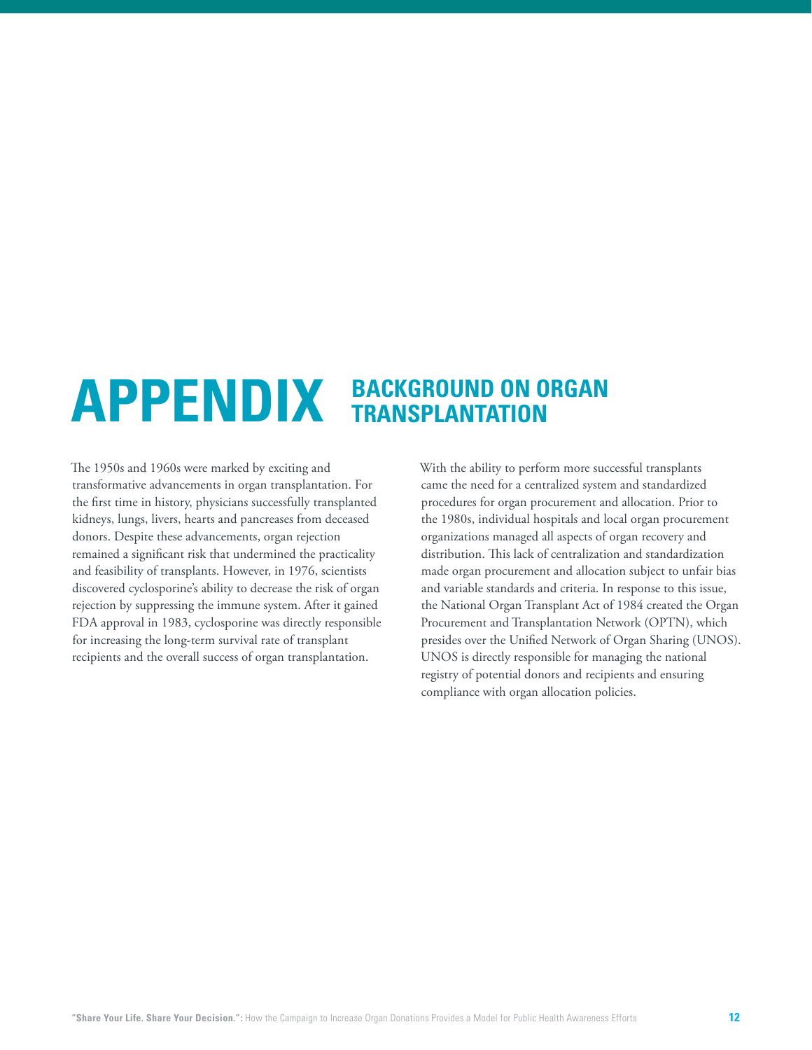# APPENDIX

## BACKGROUND ON ORGAN TRANSPLANTATION

The 1950s and 1960s were marked by exciting and transformative advancements in organ transplantation. For the first time in history, physicians successfully transplanted kidneys, lungs, livers, hearts and pancreases from deceased donors. Despite these advancements, organ rejection remained a significant risk that undermined the practicality and feasibility of transplants. However, in 1976, scientists discovered cyclosporine's ability to decrease the risk of organ rejection by suppressing the immune system. After it gained FDA approval in 1983, cyclosporine was directly responsible for increasing the long-term survival rate of transplant recipients and the overall success of organ transplantation.

With the ability to perform more successful transplants came the need for a centralized system and standardized procedures for organ procurement and allocation. Prior to the 1980s, individual hospitals and local organ procurement organizations managed all aspects of organ recovery and distribution. This lack of centralization and standardization made organ procurement and allocation subject to unfair bias and variable standards and criteria. In response to this issue, the National Organ Transplant Act of 1984 created the Organ Procurement and Transplantation Network (OPTN), which presides over the Unified Network of Organ Sharing (UNOS). UNOS is directly responsible for managing the national registry of potential donors and recipients and ensuring compliance with organ allocation policies.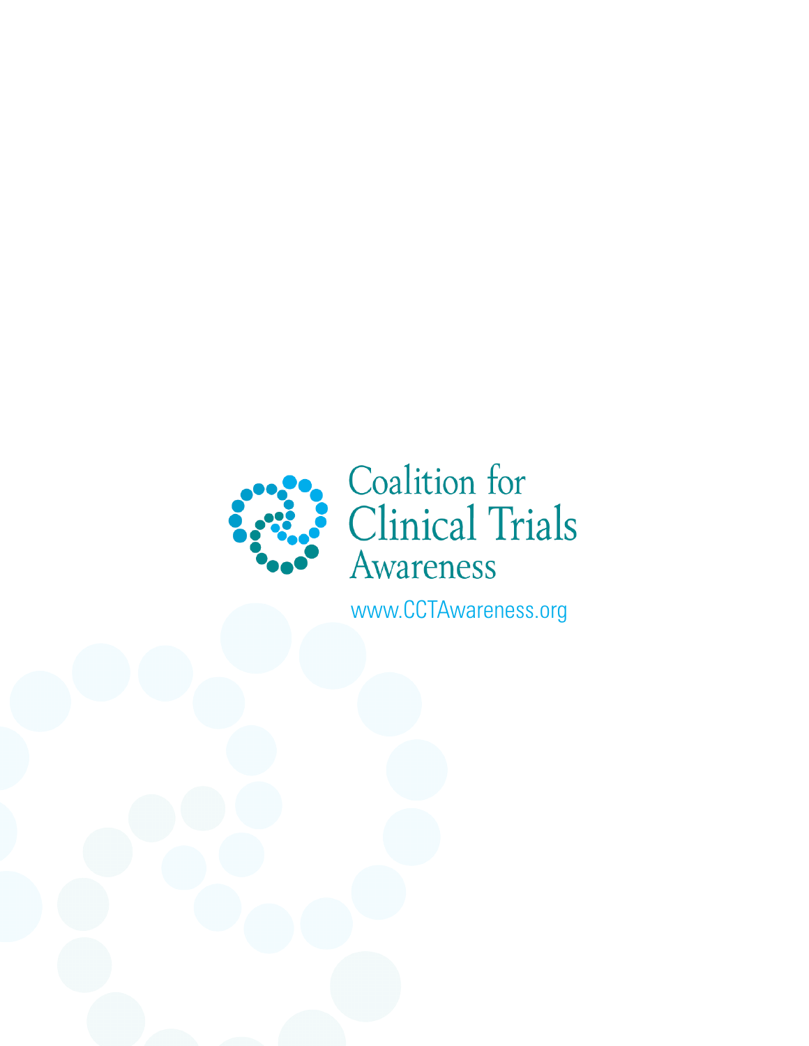Coalition for
Clinical Trials
Awareness

www.CCTAwareness.org